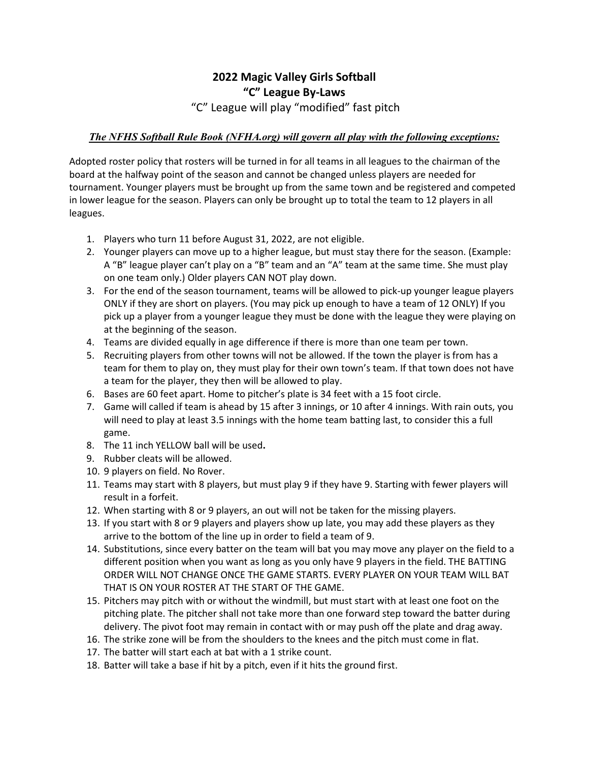# 2022 Magic Valley Girls Softball
# "C" League By-Laws

"C" League will play "modified" fast pitch

***The NFHS Softball Rule Book (NFHA.org) will govern all play with the following exceptions:***

Adopted roster policy that rosters will be turned in for all teams in all leagues to the chairman of the board at the halfway point of the season and cannot be changed unless players are needed for tournament. Younger players must be brought up from the same town and be registered and competed in lower league for the season. Players can only be brought up to total the team to 12 players in all leagues.

1. Players who turn 11 before August 31, 2022, are not eligible.
2. Younger players can move up to a higher league, but must stay there for the season. (Example: A "B" league player can't play on a "B" team and an "A" team at the same time. She must play on one team only.) Older players CAN NOT play down.
3. For the end of the season tournament, teams will be allowed to pick-up younger league players ONLY if they are short on players. (You may pick up enough to have a team of 12 ONLY) If you pick up a player from a younger league they must be done with the league they were playing on at the beginning of the season.
4. Teams are divided equally in age difference if there is more than one team per town.
5. Recruiting players from other towns will not be allowed. If the town the player is from has a team for them to play on, they must play for their own town's team. If that town does not have a team for the player, they then will be allowed to play.
6. Bases are 60 feet apart. Home to pitcher's plate is 34 feet with a 15 foot circle.
7. Game will called if team is ahead by 15 after 3 innings, or 10 after 4 innings. With rain outs, you will need to play at least 3.5 innings with the home team batting last, to consider this a full game.
8. The 11 inch YELLOW ball will be used**.**
9. Rubber cleats will be allowed.
10. 9 players on field. No Rover.
11. Teams may start with 8 players, but must play 9 if they have 9. Starting with fewer players will result in a forfeit.
12. When starting with 8 or 9 players, an out will not be taken for the missing players.
13. If you start with 8 or 9 players and players show up late, you may add these players as they arrive to the bottom of the line up in order to field a team of 9.
14. Substitutions, since every batter on the team will bat you may move any player on the field to a different position when you want as long as you only have 9 players in the field. THE BATTING ORDER WILL NOT CHANGE ONCE THE GAME STARTS. EVERY PLAYER ON YOUR TEAM WILL BAT THAT IS ON YOUR ROSTER AT THE START OF THE GAME.
15. Pitchers may pitch with or without the windmill, but must start with at least one foot on the pitching plate. The pitcher shall not take more than one forward step toward the batter during delivery. The pivot foot may remain in contact with or may push off the plate and drag away.
16. The strike zone will be from the shoulders to the knees and the pitch must come in flat.
17. The batter will start each at bat with a 1 strike count.
18. Batter will take a base if hit by a pitch, even if it hits the ground first.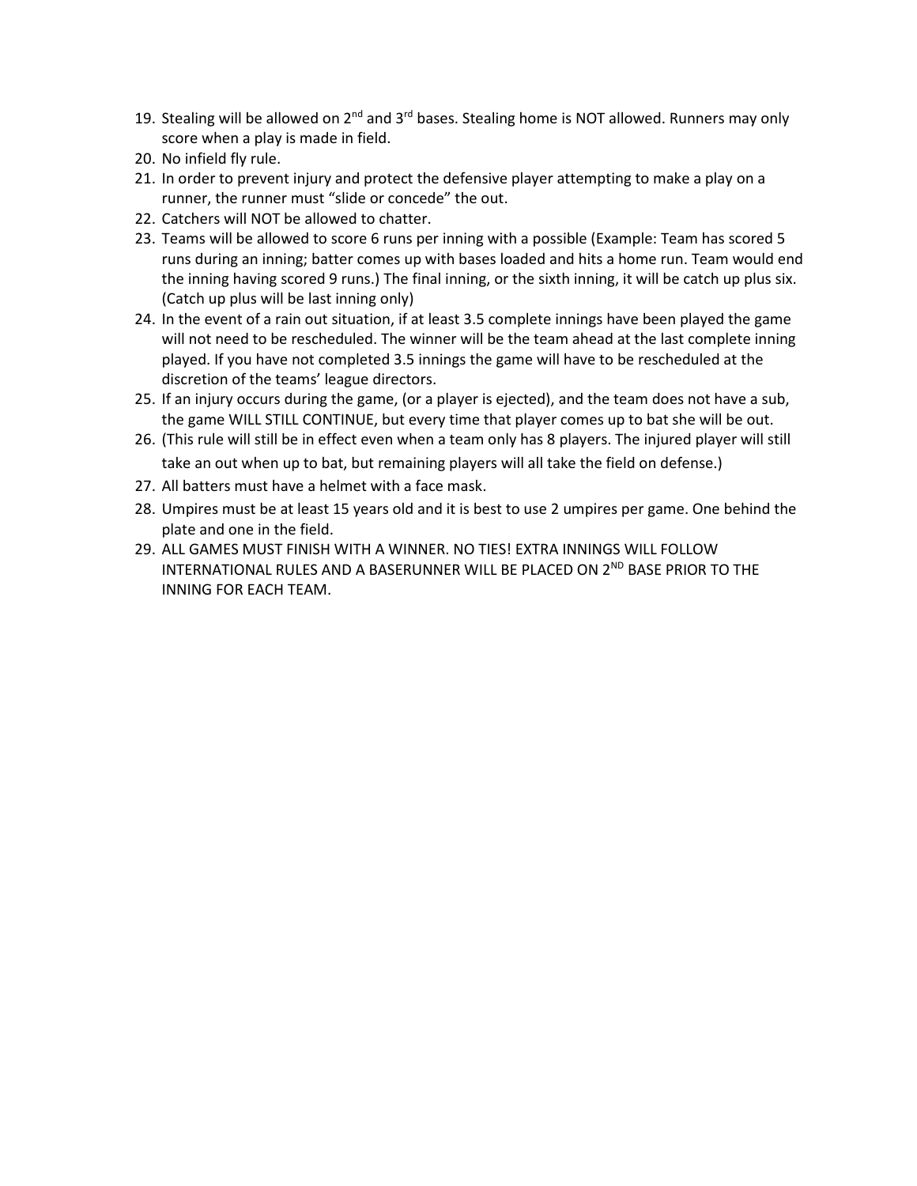19. Stealing will be allowed on 2nd and 3rd bases. Stealing home is NOT allowed. Runners may only score when a play is made in field.
20. No infield fly rule.
21. In order to prevent injury and protect the defensive player attempting to make a play on a runner, the runner must "slide or concede" the out.
22. Catchers will NOT be allowed to chatter.
23. Teams will be allowed to score 6 runs per inning with a possible (Example: Team has scored 5 runs during an inning; batter comes up with bases loaded and hits a home run. Team would end the inning having scored 9 runs.) The final inning, or the sixth inning, it will be catch up plus six. (Catch up plus will be last inning only)
24. In the event of a rain out situation, if at least 3.5 complete innings have been played the game will not need to be rescheduled. The winner will be the team ahead at the last complete inning played. If you have not completed 3.5 innings the game will have to be rescheduled at the discretion of the teams' league directors.
25. If an injury occurs during the game, (or a player is ejected), and the team does not have a sub, the game WILL STILL CONTINUE, but every time that player comes up to bat she will be out.
26. (This rule will still be in effect even when a team only has 8 players. The injured player will still take an out when up to bat, but remaining players will all take the field on defense.)
27. All batters must have a helmet with a face mask.
28. Umpires must be at least 15 years old and it is best to use 2 umpires per game. One behind the plate and one in the field.
29. ALL GAMES MUST FINISH WITH A WINNER. NO TIES! EXTRA INNINGS WILL FOLLOW INTERNATIONAL RULES AND A BASERUNNER WILL BE PLACED ON 2ND BASE PRIOR TO THE INNING FOR EACH TEAM.